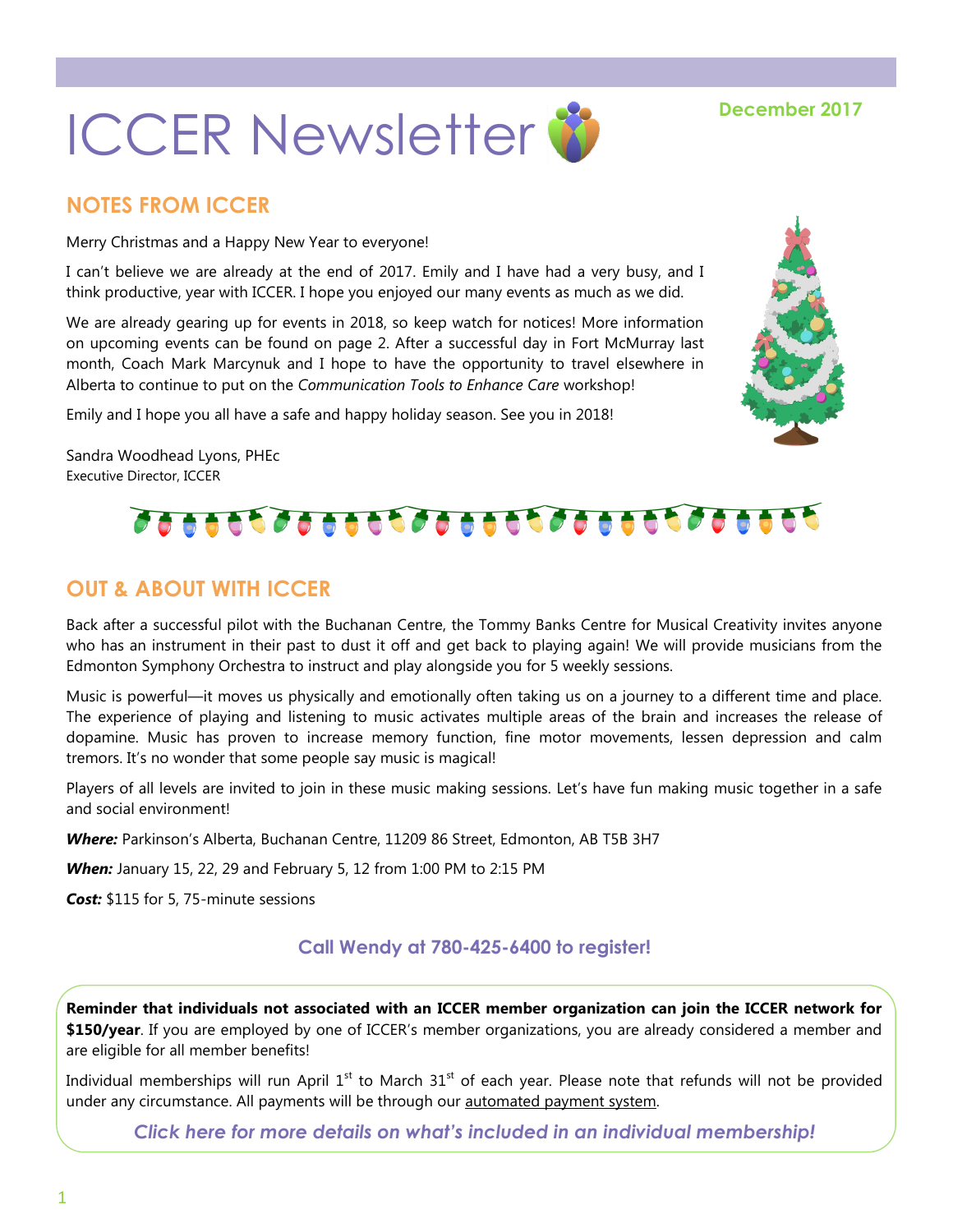# ICCER Newsletter

**December 2017**

## NOTES FROM ICCER

Merry Christmas and a Happy New Year to everyone!

I can't believe we are already at the end of 2017. Emily and I have had a very busy, and I think productive, year with ICCER. I hope you enjoyed our many events as much as we did.

We are already gearing up for events in 2018, so keep watch for notices! More information on upcoming events can be found on page 2. After a successful day in Fort McMurray last month, Coach Mark Marcynuk and I hope to have the opportunity to travel elsewhere in Alberta to continue to put on the *Communication Tools to Enhance Care* workshop!

Emily and I hope you all have a safe and happy holiday season. See you in 2018!

Sandra Woodhead Lyons, PHEc
Executive Director, ICCER

## OUT & ABOUT WITH ICCER

Back after a successful pilot with the Buchanan Centre, the Tommy Banks Centre for Musical Creativity invites anyone who has an instrument in their past to dust it off and get back to playing again! We will provide musicians from the Edmonton Symphony Orchestra to instruct and play alongside you for 5 weekly sessions.

Music is powerful—it moves us physically and emotionally often taking us on a journey to a different time and place. The experience of playing and listening to music activates multiple areas of the brain and increases the release of dopamine. Music has proven to increase memory function, fine motor movements, lessen depression and calm tremors. It's no wonder that some people say music is magical!

Players of all levels are invited to join in these music making sessions. Let's have fun making music together in a safe and social environment!

***Where:*** Parkinson's Alberta, Buchanan Centre, 11209 86 Street, Edmonton, AB T5B 3H7

***When:*** January 15, 22, 29 and February 5, 12 from 1:00 PM to 2:15 PM

***Cost:*** $115 for 5, 75-minute sessions

**Call Wendy at 780-425-6400 to register!**

**Reminder that individuals not associated with an ICCER member organization can join the ICCER network for $150/year**. If you are employed by one of ICCER's member organizations, you are already considered a member and are eligible for all member benefits!

Individual memberships will run April 1st to March 31st of each year. Please note that refunds will not be provided under any circumstance. All payments will be through our automated payment system.

***Click here for more details on what's included in an individual membership!***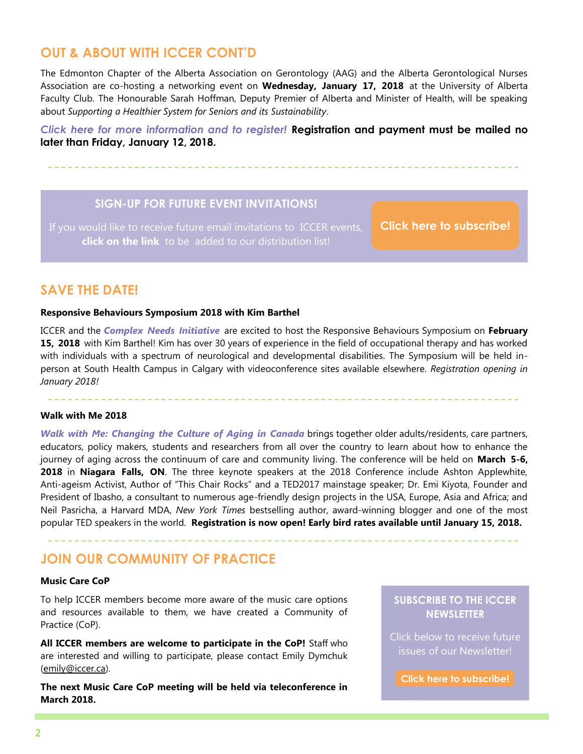## OUT & ABOUT WITH ICCER CONT'D

The Edmonton Chapter of the Alberta Association on Gerontology (AAG) and the Alberta Gerontological Nurses Association are co-hosting a networking event on **Wednesday, January 17, 2018** at the University of Alberta Faculty Club. The Honourable Sarah Hoffman, Deputy Premier of Alberta and Minister of Health, will be speaking about *Supporting a Healthier System for Seniors and its Sustainability*.

***Click here for more information and to register!*** **Registration and payment must be mailed no later than Friday, January 12, 2018.**

---

### SIGN-UP FOR FUTURE EVENT INVITATIONS!

If you would like to receive future email invitations to ICCER events, **click on the link** to be added to our distribution list!

**Click here to subscribe!**

## SAVE THE DATE!

**Responsive Behaviours Symposium 2018 with Kim Barthel**

ICCER and the ***Complex Needs Initiative*** are excited to host the Responsive Behaviours Symposium on **February 15, 2018** with Kim Barthel! Kim has over 30 years of experience in the field of occupational therapy and has worked with individuals with a spectrum of neurological and developmental disabilities. The Symposium will be held in-person at South Health Campus in Calgary with videoconference sites available elsewhere. *Registration opening in January 2018!*

---

**Walk with Me 2018**

***Walk with Me: Changing the Culture of Aging in Canada*** brings together older adults/residents, care partners, educators, policy makers, students and researchers from all over the country to learn about how to enhance the journey of aging across the continuum of care and community living. The conference will be held on **March 5-6, 2018** in **Niagara Falls, ON**. The three keynote speakers at the 2018 Conference include Ashton Applewhite, Anti-ageism Activist, Author of "This Chair Rocks" and a TED2017 mainstage speaker; Dr. Emi Kiyota, Founder and President of Ibasho, a consultant to numerous age-friendly design projects in the USA, Europe, Asia and Africa; and Neil Pasricha, a Harvard MDA, *New York Times* bestselling author, award-winning blogger and one of the most popular TED speakers in the world. **Registration is now open! Early bird rates available until January 15, 2018.**

---

## JOIN OUR COMMUNITY OF PRACTICE

**Music Care CoP**

To help ICCER members become more aware of the music care options and resources available to them, we have created a Community of Practice (CoP).

**All ICCER members are welcome to participate in the CoP!** Staff who are interested and willing to participate, please contact Emily Dymchuk (emily@iccer.ca).

**The next Music Care CoP meeting will be held via teleconference in March 2018.**

### SUBSCRIBE TO THE ICCER NEWSLETTER

Click below to receive future issues of our Newsletter!

**Click here to subscribe!**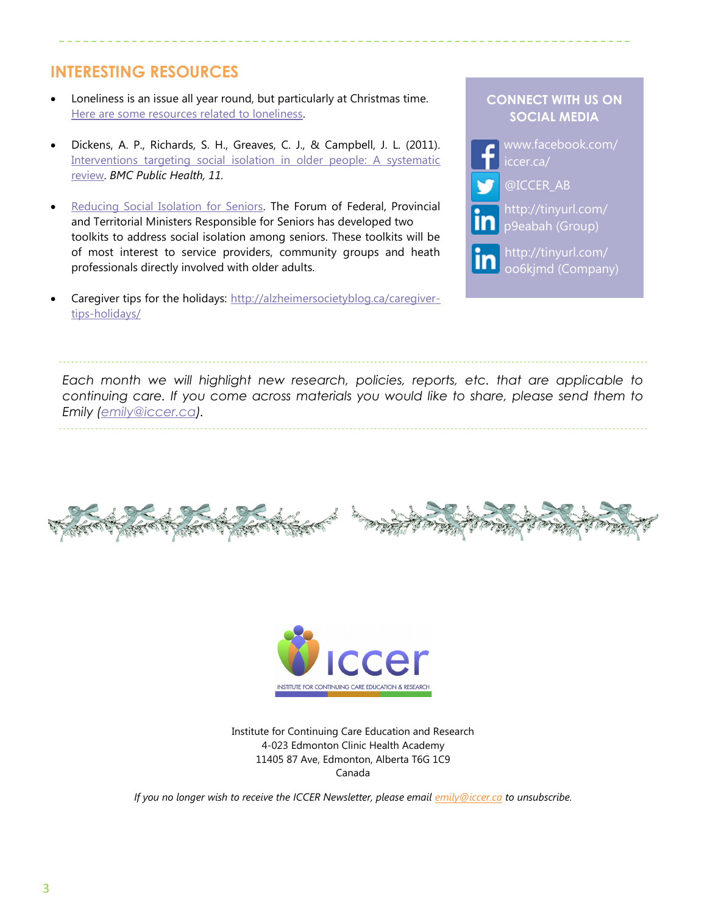## INTERESTING RESOURCES

- Loneliness is an issue all year round, but particularly at Christmas time. Here are some resources related to loneliness.

- Dickens, A. P., Richards, S. H., Greaves, C. J., & Campbell, J. L. (2011). Interventions targeting social isolation in older people: A systematic review. *BMC Public Health, 11.*

- Reducing Social Isolation for Seniors. The Forum of Federal, Provincial and Territorial Ministers Responsible for Seniors has developed two toolkits to address social isolation among seniors. These toolkits will be of most interest to service providers, community groups and heath professionals directly involved with older adults.

- Caregiver tips for the holidays: http://alzheimersocietyblog.ca/caregiver-tips-holidays/

### CONNECT WITH US ON SOCIAL MEDIA

- www.facebook.com/iccer.ca/
- @ICCER_AB
- http://tinyurl.com/p9eabah (Group)
- http://tinyurl.com/oo6kjmd (Company)

*Each month we will highlight new research, policies, reports, etc. that are applicable to continuing care. If you come across materials you would like to share, please send them to Emily (emily@iccer.ca).*

iccer
INSTITUTE FOR CONTINUING CARE EDUCATION & RESEARCH

Institute for Continuing Care Education and Research
4-023 Edmonton Clinic Health Academy
11405 87 Ave, Edmonton, Alberta T6G 1C9
Canada

*If you no longer wish to receive the ICCER Newsletter, please email emily@iccer.ca to unsubscribe.*